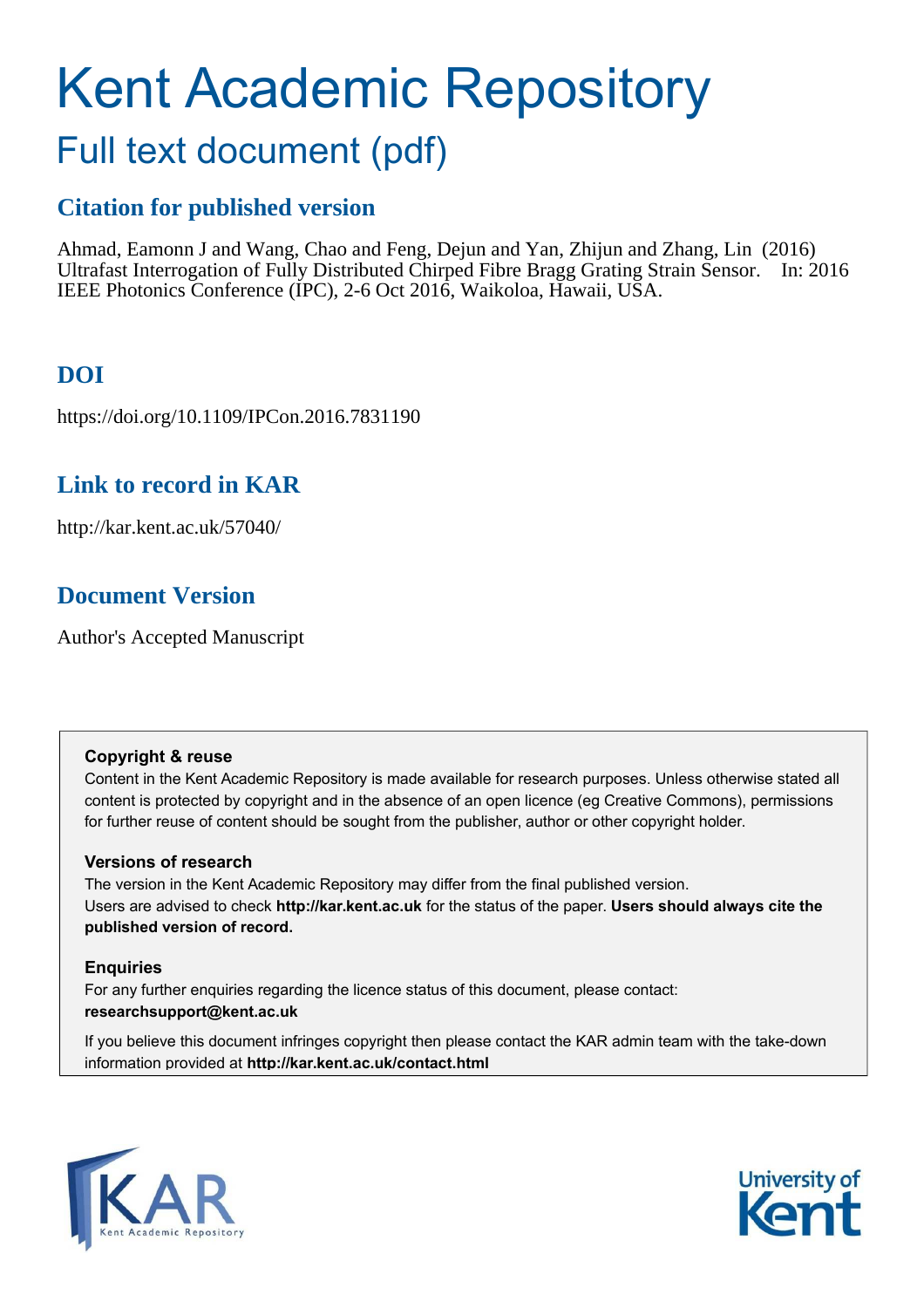# Kent Academic Repository

## Full text document (pdf)

### Citation for published version

Ahmad, Eamonn J and Wang, Chao and Feng, Dejun and Yan, Zhijun and Zhang, Lin (2016) Ultrafast Interrogation of Fully Distributed Chirped Fibre Bragg Grating Strain Sensor. In: 2016 IEEE Photonics Conference (IPC), 2-6 Oct 2016, Waikoloa, Hawaii, USA.

### DOI

https://doi.org/10.1109/IPCon.2016.7831190

### Link to record in KAR

http://kar.kent.ac.uk/57040/

### Document Version

Author's Accepted Manuscript

**Copyright & reuse**

Content in the Kent Academic Repository is made available for research purposes. Unless otherwise stated all content is protected by copyright and in the absence of an open licence (eg Creative Commons), permissions for further reuse of content should be sought from the publisher, author or other copyright holder.

**Versions of research**

The version in the Kent Academic Repository may differ from the final published version. Users are advised to check **http://kar.kent.ac.uk** for the status of the paper. **Users should always cite the published version of record.**

**Enquiries**

For any further enquiries regarding the licence status of this document, please contact: **researchsupport@kent.ac.uk**

If you believe this document infringes copyright then please contact the KAR admin team with the take-down information provided at **http://kar.kent.ac.uk/contact.html**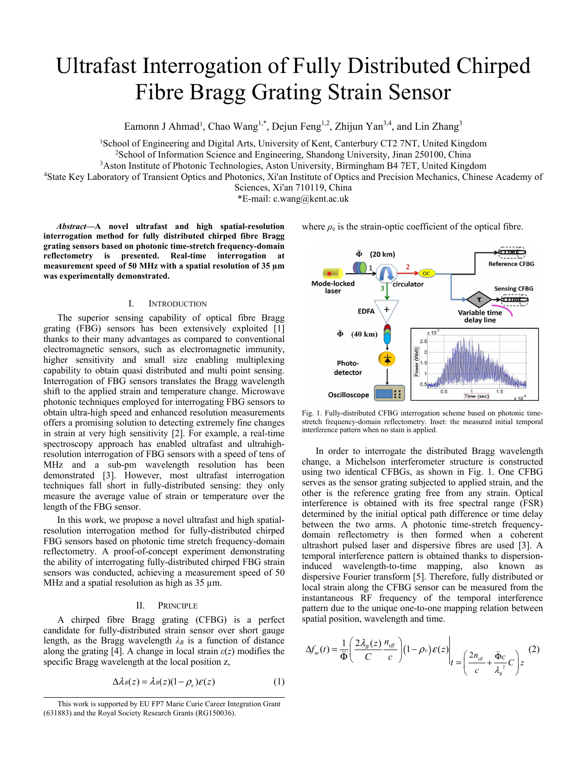# Ultrafast Interrogation of Fully Distributed Chirped Fibre Bragg Grating Strain Sensor

Eamonn J Ahmad[1], Chao Wang[1,*], Dejun Feng[1,2], Zhijun Yan[3,4], and Lin Zhang[3]

[1]School of Engineering and Digital Arts, University of Kent, Canterbury CT2 7NT, United Kingdom
[2]School of Information Science and Engineering, Shandong University, Jinan 250100, China
[3]Aston Institute of Photonic Technologies, Aston University, Birmingham B4 7ET, United Kingdom
[4]State Key Laboratory of Transient Optics and Photonics, Xi'an Institute of Optics and Precision Mechanics, Chinese Academy of Sciences, Xi'an 710119, China
*E-mail: c.wang@kent.ac.uk

***Abstract*—A novel ultrafast and high spatial-resolution interrogation method for fully distributed chirped fibre Bragg grating sensors based on photonic time-stretch frequency-domain reflectometry is presented. Real-time interrogation at measurement speed of 50 MHz with a spatial resolution of 35 µm was experimentally demonstrated.**

## I. Introduction

The superior sensing capability of optical fibre Bragg grating (FBG) sensors has been extensively exploited [1] thanks to their many advantages as compared to conventional electromagnetic sensors, such as electromagnetic immunity, higher sensitivity and small size enabling multiplexing capability to obtain quasi distributed and multi point sensing. Interrogation of FBG sensors translates the Bragg wavelength shift to the applied strain and temperature change. Microwave photonic techniques employed for interrogating FBG sensors to obtain ultra-high speed and enhanced resolution measurements offers a promising solution to detecting extremely fine changes in strain at very high sensitivity [2]. For example, a real-time spectroscopy approach has enabled ultrafast and ultrahigh-resolution interrogation of FBG sensors with a speed of tens of MHz and a sub-pm wavelength resolution has been demonstrated [3]. However, most ultrafast interrogation techniques fall short in fully-distributed sensing: they only measure the average value of strain or temperature over the length of the FBG sensor.

In this work, we propose a novel ultrafast and high spatial-resolution interrogation method for fully-distributed chirped FBG sensors based on photonic time stretch frequency-domain reflectometry. A proof-of-concept experiment demonstrating the ability of interrogating fully-distributed chirped FBG strain sensors was conducted, achieving a measurement speed of 50 MHz and a spatial resolution as high as 35 µm.

## II. Principle

A chirped fibre Bragg grating (CFBG) is a perfect candidate for fully-distributed strain sensor over short gauge length, as the Bragg wavelength $\lambda_B$ is a function of distance along the grating [4]. A change in local strain $\varepsilon(z)$ modifies the specific Bragg wavelength at the local position z,

$$\Delta\lambda_B(z) = \lambda_B(z)(1-\rho_e)\varepsilon(z) \tag{1}$$

where $\rho_e$ is the strain-optic coefficient of the optical fibre.

Fig. 1. Fully-distributed CFBG interrogation scheme based on photonic time-stretch frequency-domain reflectometry. Inset: the measured initial temporal interference pattern when no stain is applied.

In order to interrogate the distributed Bragg wavelength change, a Michelson interferometer structure is constructed using two identical CFBGs, as shown in Fig. 1. One CFBG serves as the sensor grating subjected to applied strain, and the other is the reference grating free from any strain. Optical interference is obtained with its free spectral range (FSR) determined by the initial optical path difference or time delay between the two arms. A photonic time-stretch frequency-domain reflectometry is then formed when a coherent ultrashort pulsed laser and dispersive fibres are used [3]. A temporal interference pattern is obtained thanks to dispersion-induced wavelength-to-time mapping, also known as dispersive Fourier transform [5]. Therefore, fully distributed or local strain along the CFBG sensor can be measured from the instantaneous RF frequency of the temporal interference pattern due to the unique one-to-one mapping relation between spatial position, wavelength and time.

$$\Delta f_m(t) = \frac{1}{\ddot{\Phi}}\left(\frac{2\lambda_B(z)}{C}\frac{n_{eff}}{c}\right)(1-\rho_e)\varepsilon(z)\Bigg|_{t=\left(\frac{2n_{eff}}{c}+\frac{\ddot{\Phi}c}{\lambda_B^2}C\right)z} \tag{2}$$

This work is supported by EU FP7 Marie Curie Career Integration Grant (631883) and the Royal Society Research Grants (RG150036).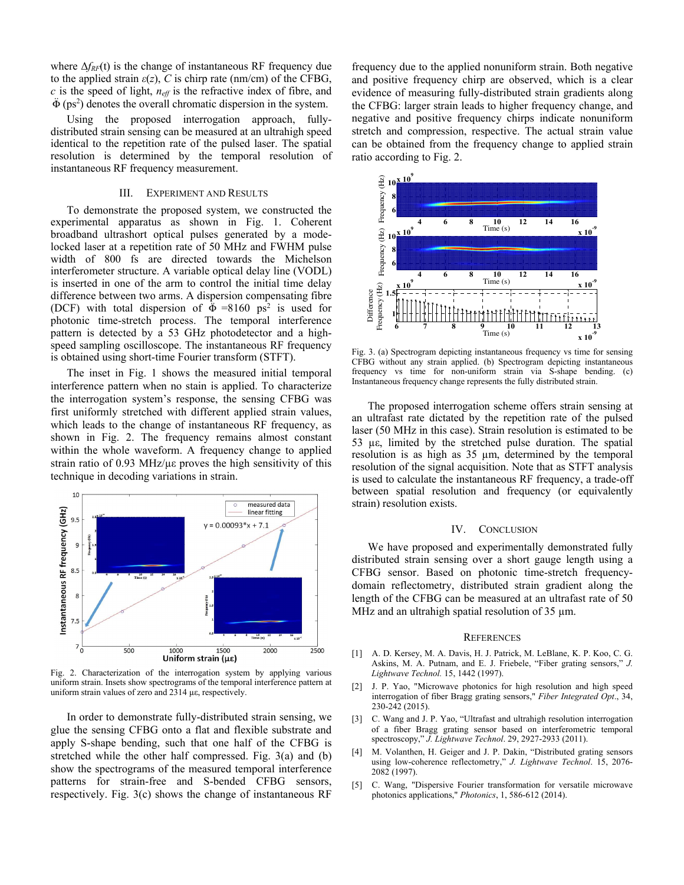where $\Delta f_{RF}(t)$ is the change of instantaneous RF frequency due to the applied strain $\varepsilon(z)$, $C$ is chirp rate (nm/cm) of the CFBG, $c$ is the speed of light, $n_{eff}$ is the refractive index of fibre, and $\ddot{\Phi}$ (ps$^2$) denotes the overall chromatic dispersion in the system.

Using the proposed interrogation approach, fully-distributed strain sensing can be measured at an ultrahigh speed identical to the repetition rate of the pulsed laser. The spatial resolution is determined by the temporal resolution of instantaneous RF frequency measurement.

## III. Experiment and Results

To demonstrate the proposed system, we constructed the experimental apparatus as shown in Fig. 1. Coherent broadband ultrashort optical pulses generated by a mode-locked laser at a repetition rate of 50 MHz and FWHM pulse width of 800 fs are directed towards the Michelson interferometer structure. A variable optical delay line (VODL) is inserted in one of the arm to control the initial time delay difference between two arms. A dispersion compensating fibre (DCF) with total dispersion of $\ddot{\Phi}$ =8160 ps$^2$ is used for photonic time-stretch process. The temporal interference pattern is detected by a 53 GHz photodetector and a high-speed sampling oscilloscope. The instantaneous RF frequency is obtained using short-time Fourier transform (STFT).

The inset in Fig. 1 shows the measured initial temporal interference pattern when no stain is applied. To characterize the interrogation system's response, the sensing CFBG was first uniformly stretched with different applied strain values, which leads to the change of instantaneous RF frequency, as shown in Fig. 2. The frequency remains almost constant within the whole waveform. A frequency change to applied strain ratio of 0.93 MHz/με proves the high sensitivity of this technique in decoding variations in strain.

Instantaneous RF frequency (GHz)
Uniform strain (με)
measured data
linear fitting
y = 0.00093*x + 7.1

Fig. 2. Characterization of the interrogation system by applying various uniform strain. Insets show spectrograms of the temporal interference pattern at uniform strain values of zero and 2314 με, respectively.

In order to demonstrate fully-distributed strain sensing, we glue the sensing CFBG onto a flat and flexible substrate and apply S-shape bending, such that one half of the CFBG is stretched while the other half compressed. Fig. 3(a) and (b) show the spectrograms of the measured temporal interference patterns for strain-free and S-bended CFBG sensors, respectively. Fig. 3(c) shows the change of instantaneous RF frequency due to the applied nonuniform strain. Both negative and positive frequency chirp are observed, which is a clear evidence of measuring fully-distributed strain gradients along the CFBG: larger strain leads to higher frequency change, and negative and positive frequency chirps indicate nonuniform stretch and compression, respective. The actual strain value can be obtained from the frequency change to applied strain ratio according to Fig. 2.

Frequency (Hz)
Time (s)
Difference Frequency (Hz)

Fig. 3. (a) Spectrogram depicting instantaneous frequency vs time for sensing CFBG without any strain applied. (b) Spectrogram depicting instantaneous frequency vs time for non-uniform strain via S-shape bending. (c) Instantaneous frequency change represents the fully distributed strain.

The proposed interrogation scheme offers strain sensing at an ultrafast rate dictated by the repetition rate of the pulsed laser (50 MHz in this case). Strain resolution is estimated to be 53 με, limited by the stretched pulse duration. The spatial resolution is as high as 35 μm, determined by the temporal resolution of the signal acquisition. Note that as STFT analysis is used to calculate the instantaneous RF frequency, a trade-off between spatial resolution and frequency (or equivalently strain) resolution exists.

## IV. Conclusion

We have proposed and experimentally demonstrated fully distributed strain sensing over a short gauge length using a CFBG sensor. Based on photonic time-stretch frequency-domain reflectometry, distributed strain gradient along the length of the CFBG can be measured at an ultrafast rate of 50 MHz and an ultrahigh spatial resolution of 35 μm.

## References

[1] A. D. Kersey, M. A. Davis, H. J. Patrick, M. LeBlane, K. P. Koo, C. G. Askins, M. A. Putnam, and E. J. Friebele, "Fiber grating sensors," *J. Lightwave Technol.* 15, 1442 (1997).

[2] J. P. Yao, "Microwave photonics for high resolution and high speed interrogation of fiber Bragg grating sensors," *Fiber Integrated Opt.*, 34, 230-242 (2015).

[3] C. Wang and J. P. Yao, "Ultrafast and ultrahigh resolution interrogation of a fiber Bragg grating sensor based on interferometric temporal spectroscopy," *J. Lightwave Technol*. 29, 2927-2933 (2011).

[4] M. Volanthen, H. Geiger and J. P. Dakin, "Distributed grating sensors using low-coherence reflectometry," *J. Lightwave Technol*. 15, 2076-2082 (1997).

[5] C. Wang, "Dispersive Fourier transformation for versatile microwave photonics applications," *Photonics*, 1, 586-612 (2014).